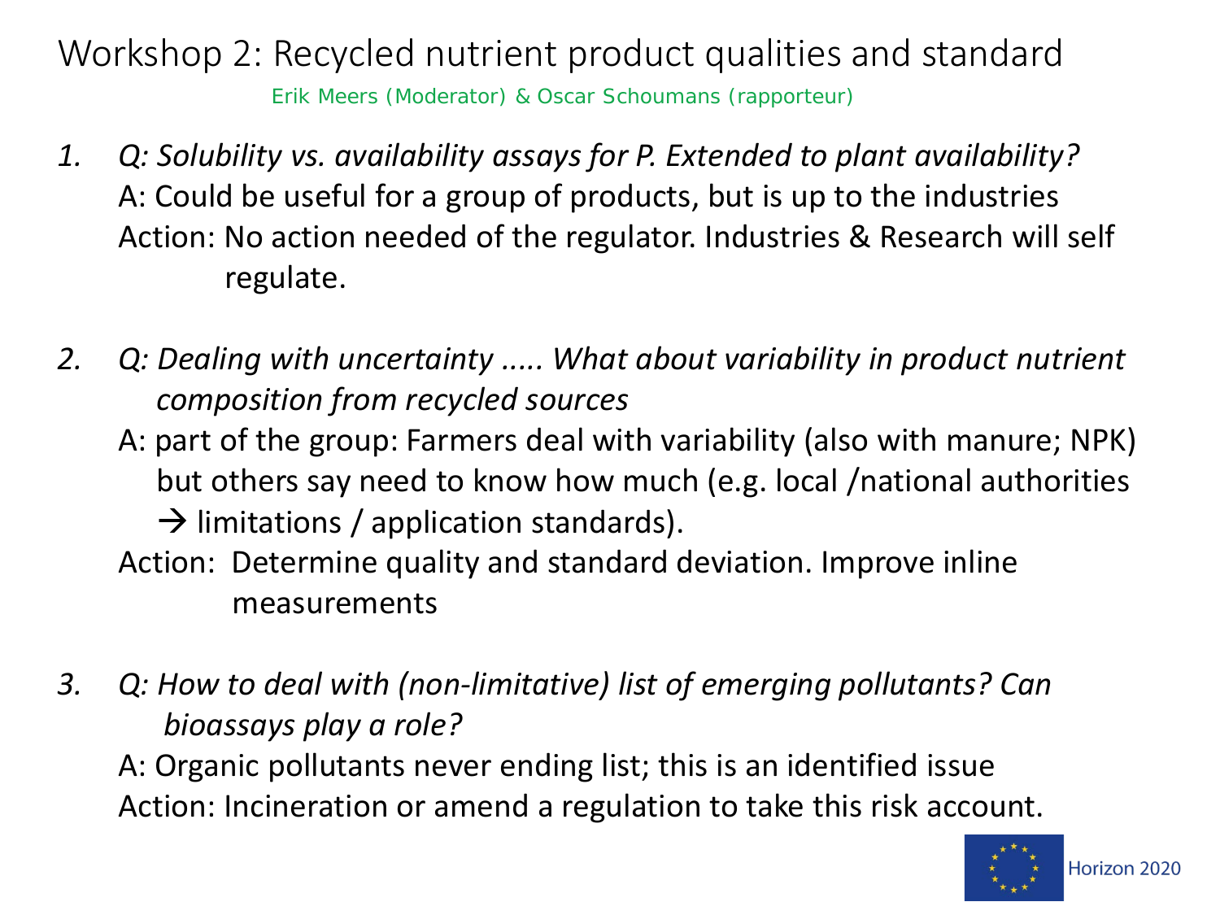# Workshop 2: Recycled nutrient product qualities and standard

Erik Meers (Moderator) & Oscar Schoumans (rapporteur)

1. *Q: Solubility vs. availability assays for P. Extended to plant availability?*
   A: Could be useful for a group of products, but is up to the industries
   Action: No action needed of the regulator. Industries & Research will self regulate.

2. *Q: Dealing with uncertainty ..... What about variability in product nutrient composition from recycled sources*
   A: part of the group: Farmers deal with variability (also with manure; NPK) but others say need to know how much (e.g. local /national authorities → limitations / application standards).
   Action: Determine quality and standard deviation. Improve inline measurements

3. *Q: How to deal with (non-limitative) list of emerging pollutants? Can bioassays play a role?*
   A: Organic pollutants never ending list; this is an identified issue
   Action: Incineration or amend a regulation to take this risk account.

Horizon 2020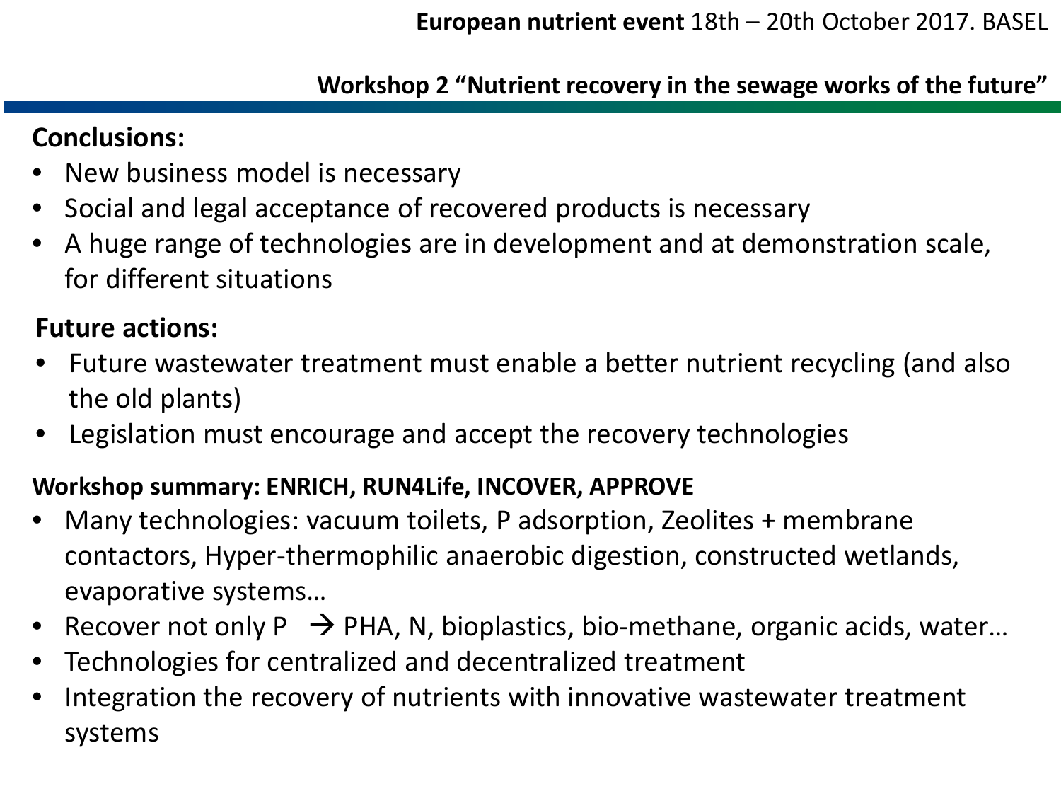**European nutrient event** 18th – 20th October 2017. BASEL

**Workshop 2 "Nutrient recovery in the sewage works of the future"**

**Conclusions:**

- New business model is necessary
- Social and legal acceptance of recovered products is necessary
- A huge range of technologies are in development and at demonstration scale, for different situations

**Future actions:**

- Future wastewater treatment must enable a better nutrient recycling (and also the old plants)
- Legislation must encourage and accept the recovery technologies

**Workshop summary: ENRICH, RUN4Life, INCOVER, APPROVE**

- Many technologies: vacuum toilets, P adsorption, Zeolites + membrane contactors, Hyper-thermophilic anaerobic digestion, constructed wetlands, evaporative systems…
- Recover not only P → PHA, N, bioplastics, bio-methane, organic acids, water…
- Technologies for centralized and decentralized treatment
- Integration the recovery of nutrients with innovative wastewater treatment systems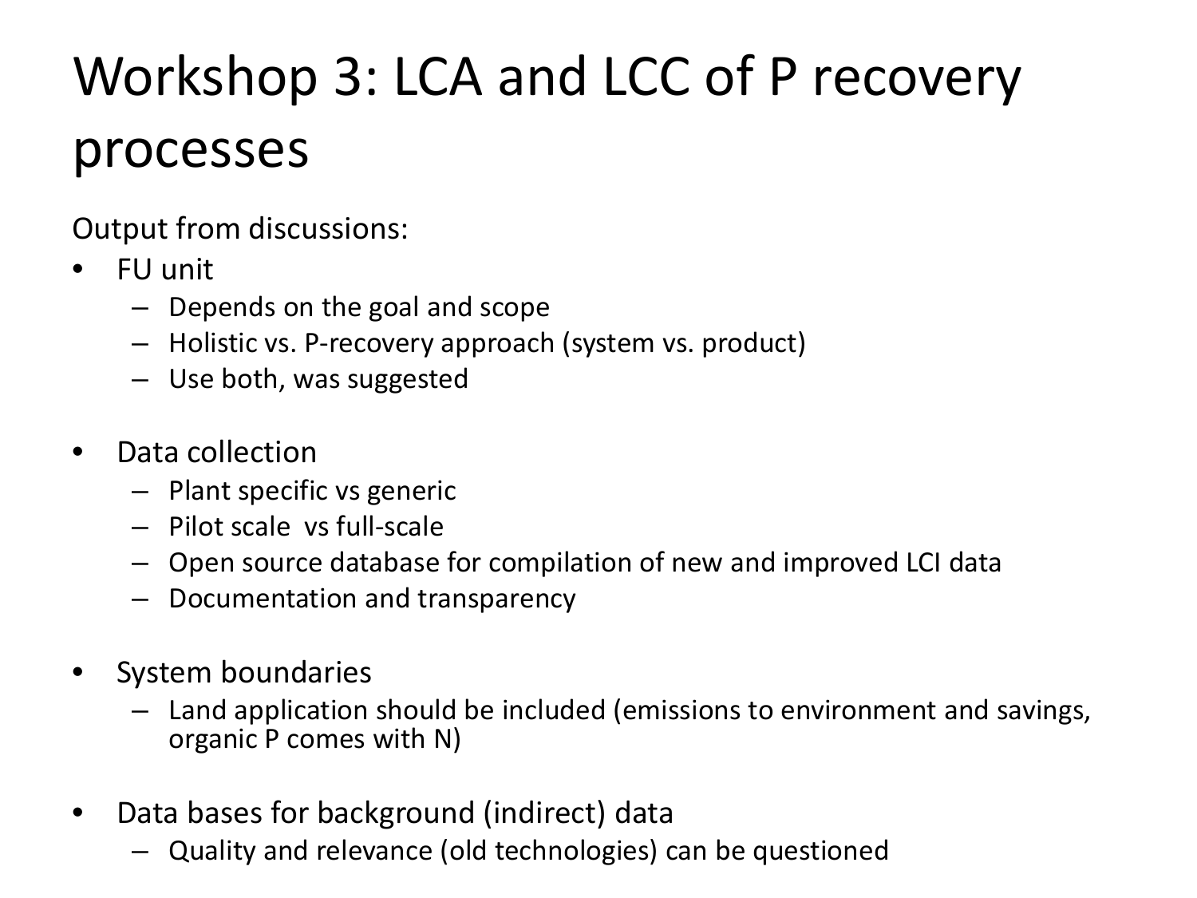# Workshop 3: LCA and LCC of P recovery processes

Output from discussions:

- FU unit
  - Depends on the goal and scope
  - Holistic vs. P-recovery approach (system vs. product)
  - Use both, was suggested
- Data collection
  - Plant specific vs generic
  - Pilot scale vs full-scale
  - Open source database for compilation of new and improved LCI data
  - Documentation and transparency
- System boundaries
  - Land application should be included (emissions to environment and savings, organic P comes with N)
- Data bases for background (indirect) data
  - Quality and relevance (old technologies) can be questioned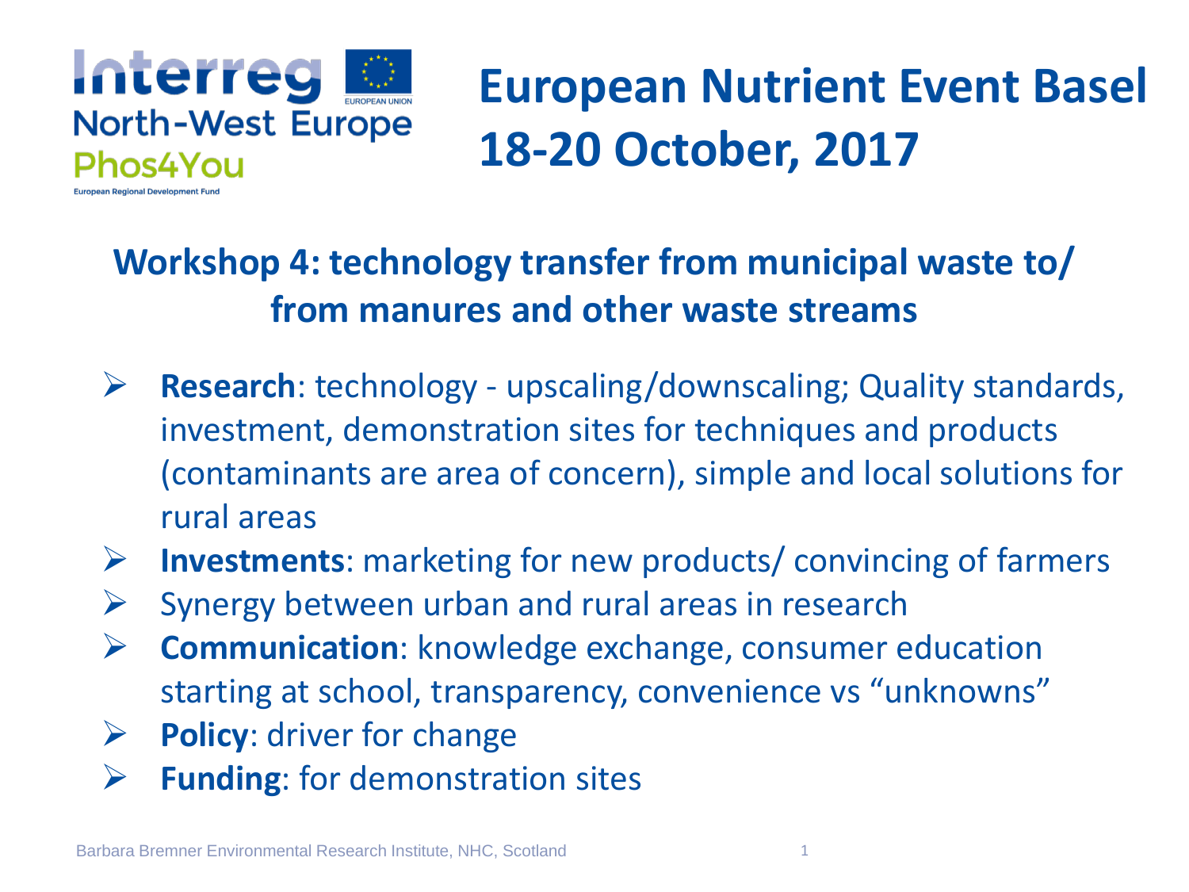Interreg North-West Europe
Phos4You
European Regional Development Fund

# European Nutrient Event Basel 18-20 October, 2017

## Workshop 4: technology transfer from municipal waste to/ from manures and other waste streams

- **Research**: technology - upscaling/downscaling; Quality standards, investment, demonstration sites for techniques and products (contaminants are area of concern), simple and local solutions for rural areas
- **Investments**: marketing for new products/ convincing of farmers
- Synergy between urban and rural areas in research
- **Communication**: knowledge exchange, consumer education starting at school, transparency, convenience vs "unknowns"
- **Policy**: driver for change
- **Funding**: for demonstration sites

Barbara Bremner Environmental Research Institute, NHC, Scotland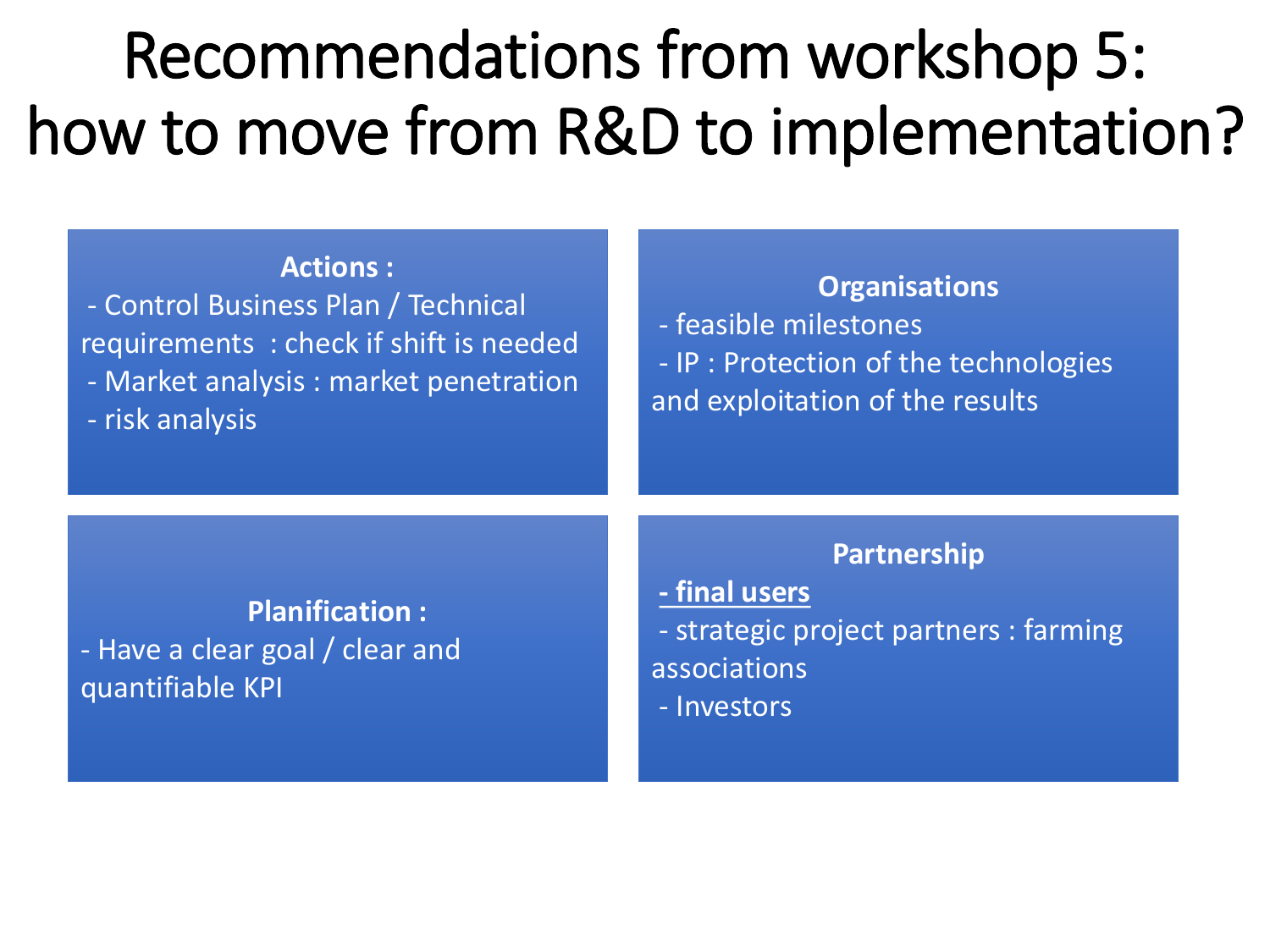# Recommendations from workshop 5: how to move from R&D to implementation?

**Actions :**

- Control Business Plan / Technical requirements : check if shift is needed
- Market analysis : market penetration
- risk analysis

**Organisations**

- feasible milestones
- IP : Protection of the technologies and exploitation of the results

**Planification :**

- Have a clear goal / clear and quantifiable KPI

**Partnership**

- **<u>final users</u>**
- strategic project partners : farming associations
- Investors